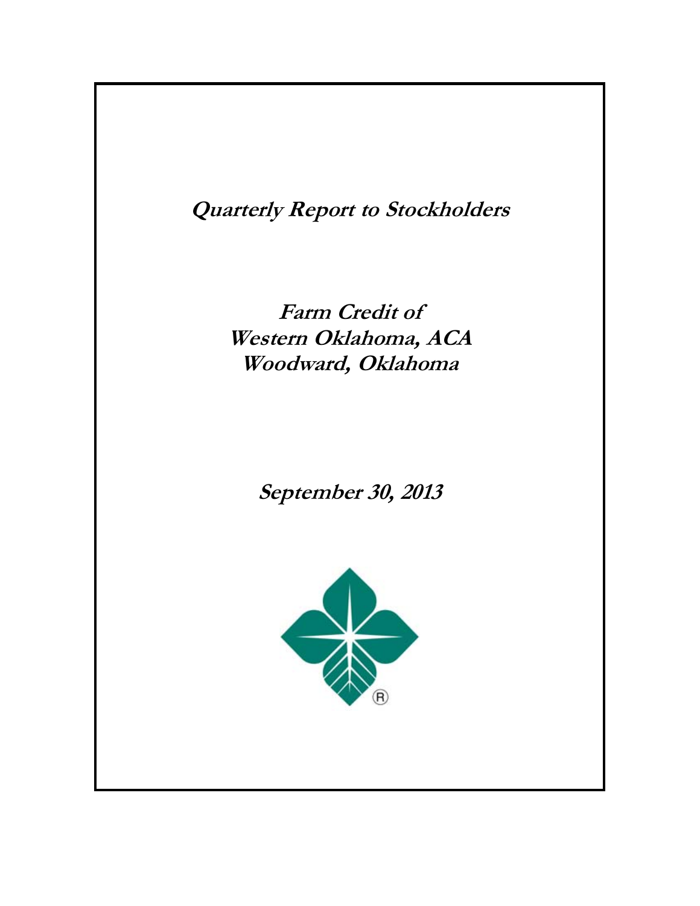# Quarterly Report to Stockholders

## Farm Credit of Western Oklahoma, ACA Woodward, Oklahoma

## September 30, 2013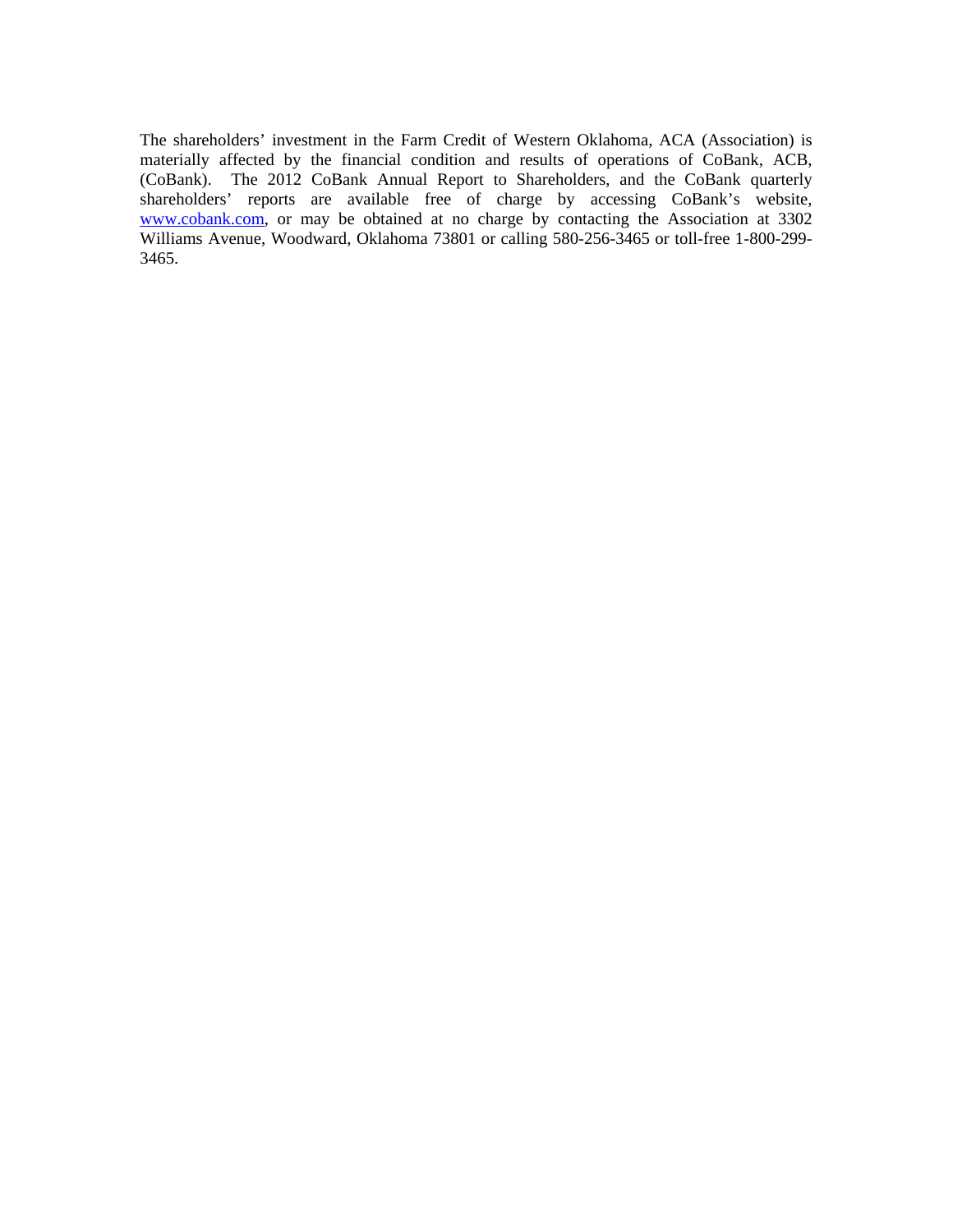The shareholders' investment in the Farm Credit of Western Oklahoma, ACA (Association) is materially affected by the financial condition and results of operations of CoBank, ACB, (CoBank). The 2012 CoBank Annual Report to Shareholders, and the CoBank quarterly shareholders' reports are available free of charge by accessing CoBank's website, [www.cobank.com](http://www.cobank.com), or may be obtained at no charge by contacting the Association at 3302 Williams Avenue, Woodward, Oklahoma 73801 or calling 580-256-3465 or toll-free 1-800-299-3465.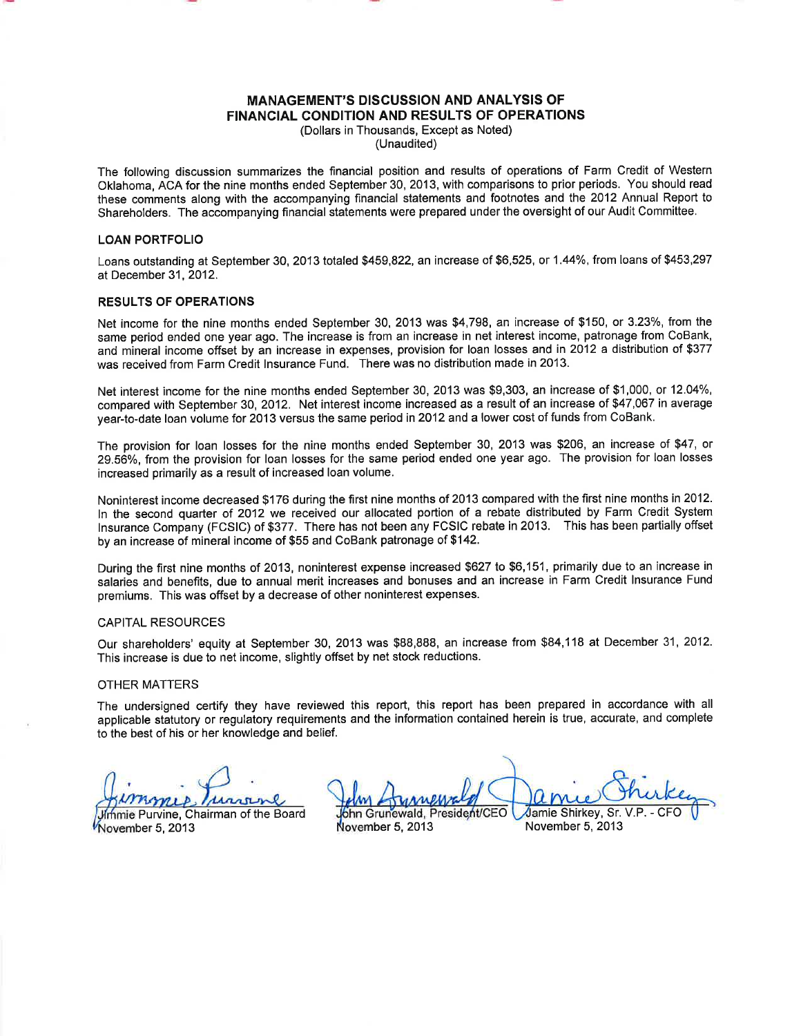# MANAGEMENT'S DISCUSSION AND ANALYSIS OF FINANCIAL CONDITION AND RESULTS OF OPERATIONS

(Dollars in Thousands, Except as Noted)
(Unaudited)

The following discussion summarizes the financial position and results of operations of Farm Credit of Western Oklahoma, ACA for the nine months ended September 30, 2013, with comparisons to prior periods. You should read these comments along with the accompanying financial statements and footnotes and the 2012 Annual Report to Shareholders. The accompanying financial statements were prepared under the oversight of our Audit Committee.

## LOAN PORTFOLIO

Loans outstanding at September 30, 2013 totaled $459,822, an increase of $6,525, or 1.44%, from loans of $453,297 at December 31, 2012.

## RESULTS OF OPERATIONS

Net income for the nine months ended September 30, 2013 was $4,798, an increase of $150, or 3.23%, from the same period ended one year ago. The increase is from an increase in net interest income, patronage from CoBank, and mineral income offset by an increase in expenses, provision for loan losses and in 2012 a distribution of $377 was received from Farm Credit Insurance Fund. There was no distribution made in 2013.

Net interest income for the nine months ended September 30, 2013 was $9,303, an increase of $1,000, or 12.04%, compared with September 30, 2012. Net interest income increased as a result of an increase of $47,067 in average year-to-date loan volume for 2013 versus the same period in 2012 and a lower cost of funds from CoBank.

The provision for loan losses for the nine months ended September 30, 2013 was $206, an increase of $47, or 29.56%, from the provision for loan losses for the same period ended one year ago. The provision for loan losses increased primarily as a result of increased loan volume.

Noninterest income decreased $176 during the first nine months of 2013 compared with the first nine months in 2012. In the second quarter of 2012 we received our allocated portion of a rebate distributed by Farm Credit System Insurance Company (FCSIC) of $377. There has not been any FCSIC rebate in 2013. This has been partially offset by an increase of mineral income of $55 and CoBank patronage of $142.

During the first nine months of 2013, noninterest expense increased $627 to $6,151, primarily due to an increase in salaries and benefits, due to annual merit increases and bonuses and an increase in Farm Credit Insurance Fund premiums. This was offset by a decrease of other noninterest expenses.

## CAPITAL RESOURCES

Our shareholders' equity at September 30, 2013 was $88,888, an increase from $84,118 at December 31, 2012. This increase is due to net income, slightly offset by net stock reductions.

## OTHER MATTERS

The undersigned certify they have reviewed this report, this report has been prepared in accordance with all applicable statutory or regulatory requirements and the information contained herein is true, accurate, and complete to the best of his or her knowledge and belief.

| | | |
|---|---|---|
| Jimmie Purvine, Chairman of the Board | John Grunewald, President/CEO | Jamie Shirkey, Sr. V.P. - CFO |
| November 5, 2013 | November 5, 2013 | November 5, 2013 |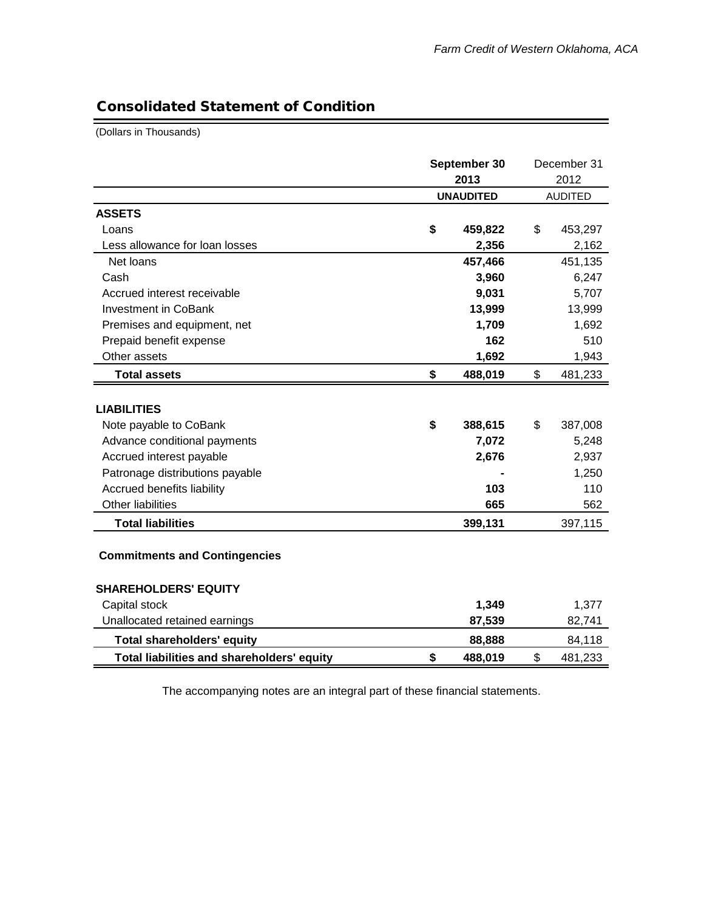## Consolidated Statement of Condition

(Dollars in Thousands)

| | September 30 2013 | December 31 2012 |
|---|---|---|
| | **UNAUDITED** | AUDITED |
| **ASSETS** | | |
| Loans | **$ 459,822** | $ 453,297 |
| Less allowance for loan losses | **2,356** | 2,162 |
| Net loans | **457,466** | 451,135 |
| Cash | **3,960** | 6,247 |
| Accrued interest receivable | **9,031** | 5,707 |
| Investment in CoBank | **13,999** | 13,999 |
| Premises and equipment, net | **1,709** | 1,692 |
| Prepaid benefit expense | **162** | 510 |
| Other assets | **1,692** | 1,943 |
| **Total assets** | **$ 488,019** | $ 481,233 |
| | | |
| **LIABILITIES** | | |
| Note payable to CoBank | **$ 388,615** | $ 387,008 |
| Advance conditional payments | **7,072** | 5,248 |
| Accrued interest payable | **2,676** | 2,937 |
| Patronage distributions payable | **-** | 1,250 |
| Accrued benefits liability | **103** | 110 |
| Other liabilities | **665** | 562 |
| **Total liabilities** | **399,131** | 397,115 |
| | | |
| **Commitments and Contingencies** | | |
| | | |
| **SHAREHOLDERS' EQUITY** | | |
| Capital stock | **1,349** | 1,377 |
| Unallocated retained earnings | **87,539** | 82,741 |
| **Total shareholders' equity** | **88,888** | 84,118 |
| **Total liabilities and shareholders' equity** | **$ 488,019** | $ 481,233 |

The accompanying notes are an integral part of these financial statements.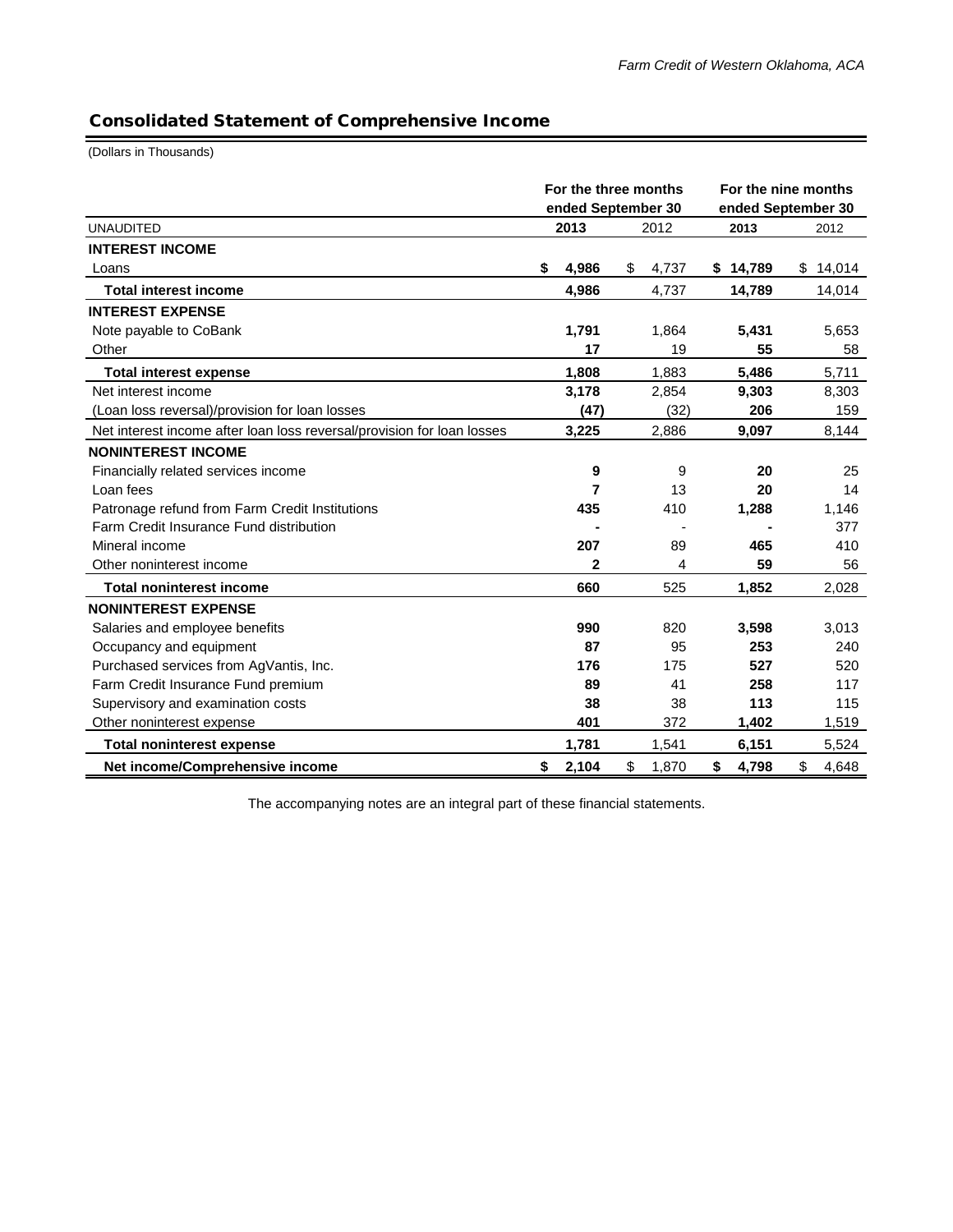## Consolidated Statement of Comprehensive Income

(Dollars in Thousands)

| UNAUDITED | For the three months ended September 30 2013 | For the three months ended September 30 2012 | For the nine months ended September 30 2013 | For the nine months ended September 30 2012 |
|---|---|---|---|---|
| **INTEREST INCOME** | | | | |
| Loans | **$ 4,986** | $ 4,737 | **$ 14,789** | $ 14,014 |
| **Total interest income** | **4,986** | 4,737 | **14,789** | 14,014 |
| **INTEREST EXPENSE** | | | | |
| Note payable to CoBank | **1,791** | 1,864 | **5,431** | 5,653 |
| Other | **17** | 19 | **55** | 58 |
| **Total interest expense** | **1,808** | 1,883 | **5,486** | 5,711 |
| Net interest income | **3,178** | 2,854 | **9,303** | 8,303 |
| (Loan loss reversal)/provision for loan losses | **(47)** | (32) | **206** | 159 |
| Net interest income after loan loss reversal/provision for loan losses | **3,225** | 2,886 | **9,097** | 8,144 |
| **NONINTEREST INCOME** | | | | |
| Financially related services income | **9** | 9 | **20** | 25 |
| Loan fees | **7** | 13 | **20** | 14 |
| Patronage refund from Farm Credit Institutions | **435** | 410 | **1,288** | 1,146 |
| Farm Credit Insurance Fund distribution | **-** | - | **-** | 377 |
| Mineral income | **207** | 89 | **465** | 410 |
| Other noninterest income | **2** | 4 | **59** | 56 |
| **Total noninterest income** | **660** | 525 | **1,852** | 2,028 |
| **NONINTEREST EXPENSE** | | | | |
| Salaries and employee benefits | **990** | 820 | **3,598** | 3,013 |
| Occupancy and equipment | **87** | 95 | **253** | 240 |
| Purchased services from AgVantis, Inc. | **176** | 175 | **527** | 520 |
| Farm Credit Insurance Fund premium | **89** | 41 | **258** | 117 |
| Supervisory and examination costs | **38** | 38 | **113** | 115 |
| Other noninterest expense | **401** | 372 | **1,402** | 1,519 |
| **Total noninterest expense** | **1,781** | 1,541 | **6,151** | 5,524 |
| **Net income/Comprehensive income** | **$ 2,104** | $ 1,870 | **$ 4,798** | $ 4,648 |

The accompanying notes are an integral part of these financial statements.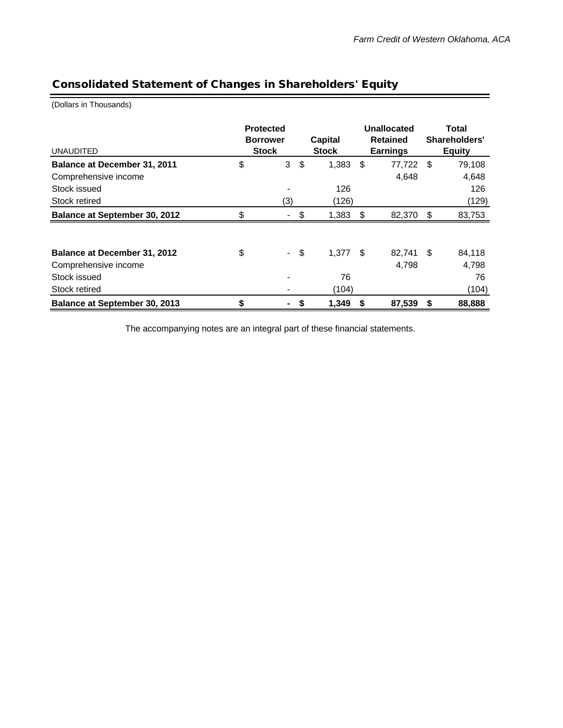## Consolidated Statement of Changes in Shareholders' Equity

(Dollars in Thousands)

| UNAUDITED | Protected Borrower Stock | Capital Stock | Unallocated Retained Earnings | Total Shareholders' Equity |
|---|---|---|---|---|
| **Balance at December 31, 2011** | $ 3 | $ 1,383 | $ 77,722 | $ 79,108 |
| Comprehensive income | | | 4,648 | 4,648 |
| Stock issued | - | 126 | | 126 |
| Stock retired | (3) | (126) | | (129) |
| **Balance at September 30, 2012** | $ - | $ 1,383 | $ 82,370 | $ 83,753 |
| | | | | |
| **Balance at December 31, 2012** | $ - | $ 1,377 | $ 82,741 | $ 84,118 |
| Comprehensive income | | | 4,798 | 4,798 |
| Stock issued | - | 76 | | 76 |
| Stock retired | - | (104) | | (104) |
| **Balance at September 30, 2013** | **$ -** | **$ 1,349** | **$ 87,539** | **$ 88,888** |

The accompanying notes are an integral part of these financial statements.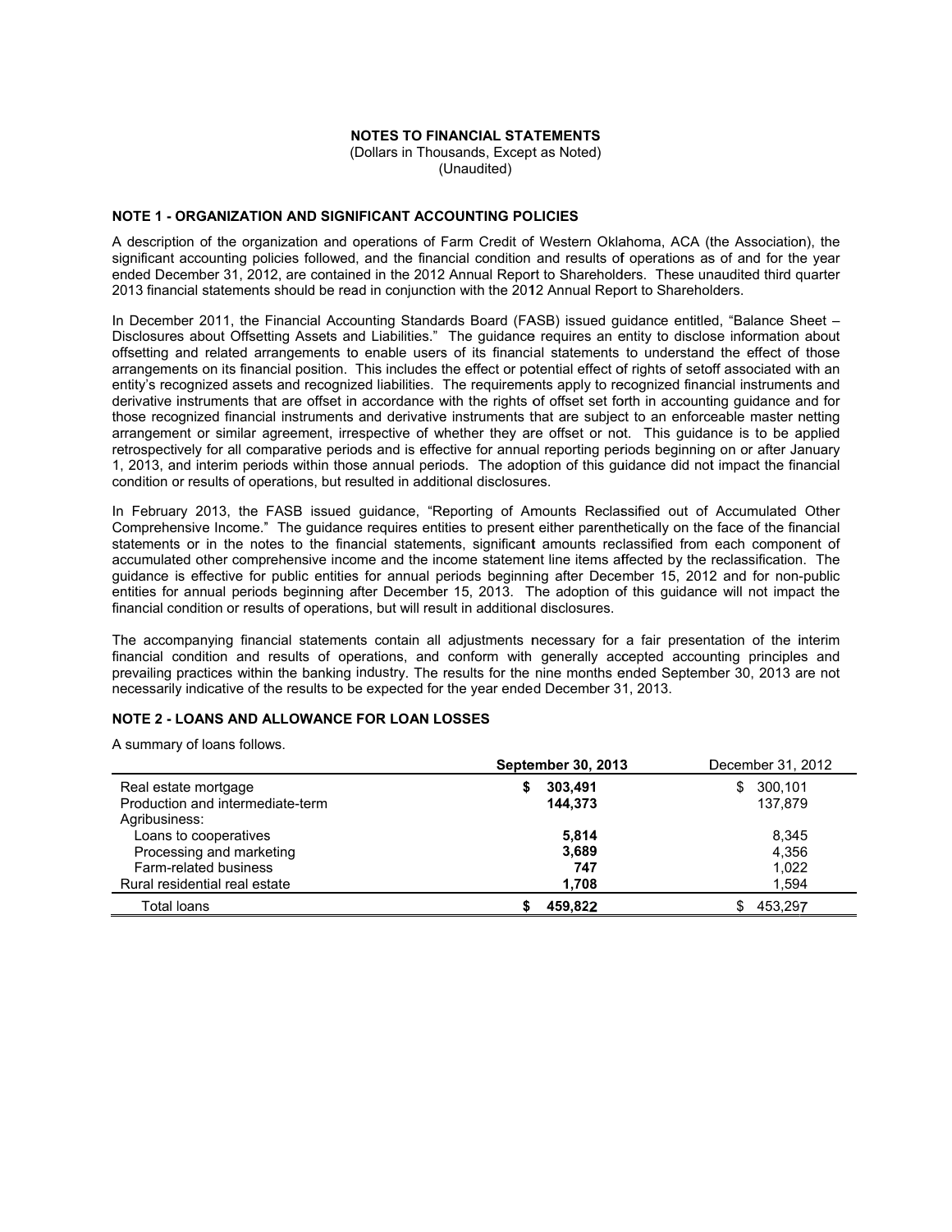# NOTES TO FINANCIAL STATEMENTS

(Dollars in Thousands, Except as Noted)
(Unaudited)

## NOTE 1 - ORGANIZATION AND SIGNIFICANT ACCOUNTING POLICIES

A description of the organization and operations of Farm Credit of Western Oklahoma, ACA (the Association), the significant accounting policies followed, and the financial condition and results of operations as of and for the year ended December 31, 2012, are contained in the 2012 Annual Report to Shareholders. These unaudited third quarter 2013 financial statements should be read in conjunction with the 2012 Annual Report to Shareholders.

In December 2011, the Financial Accounting Standards Board (FASB) issued guidance entitled, "Balance Sheet – Disclosures about Offsetting Assets and Liabilities." The guidance requires an entity to disclose information about offsetting and related arrangements to enable users of its financial statements to understand the effect of those arrangements on its financial position. This includes the effect or potential effect of rights of setoff associated with an entity's recognized assets and recognized liabilities. The requirements apply to recognized financial instruments and derivative instruments that are offset in accordance with the rights of offset set forth in accounting guidance and for those recognized financial instruments and derivative instruments that are subject to an enforceable master netting arrangement or similar agreement, irrespective of whether they are offset or not. This guidance is to be applied retrospectively for all comparative periods and is effective for annual reporting periods beginning on or after January 1, 2013, and interim periods within those annual periods. The adoption of this guidance did not impact the financial condition or results of operations, but resulted in additional disclosures.

In February 2013, the FASB issued guidance, "Reporting of Amounts Reclassified out of Accumulated Other Comprehensive Income." The guidance requires entities to present either parenthetically on the face of the financial statements or in the notes to the financial statements, significant amounts reclassified from each component of accumulated other comprehensive income and the income statement line items affected by the reclassification. The guidance is effective for public entities for annual periods beginning after December 15, 2012 and for non-public entities for annual periods beginning after December 15, 2013. The adoption of this guidance will not impact the financial condition or results of operations, but will result in additional disclosures.

The accompanying financial statements contain all adjustments necessary for a fair presentation of the interim financial condition and results of operations, and conform with generally accepted accounting principles and prevailing practices within the banking industry. The results for the nine months ended September 30, 2013 are not necessarily indicative of the results to be expected for the year ended December 31, 2013.

## NOTE 2 - LOANS AND ALLOWANCE FOR LOAN LOSSES

A summary of loans follows.

| | **September 30, 2013** | December 31, 2012 |
|---|---|---|
| Real estate mortgage | **$ 303,491** | $ 300,101 |
| Production and intermediate-term | **144,373** | 137,879 |
| Agribusiness: | | |
| Loans to cooperatives | **5,814** | 8,345 |
| Processing and marketing | **3,689** | 4,356 |
| Farm-related business | **747** | 1,022 |
| Rural residential real estate | **1,708** | 1,594 |
| Total loans | **$ 459,822** | $ 453,297 |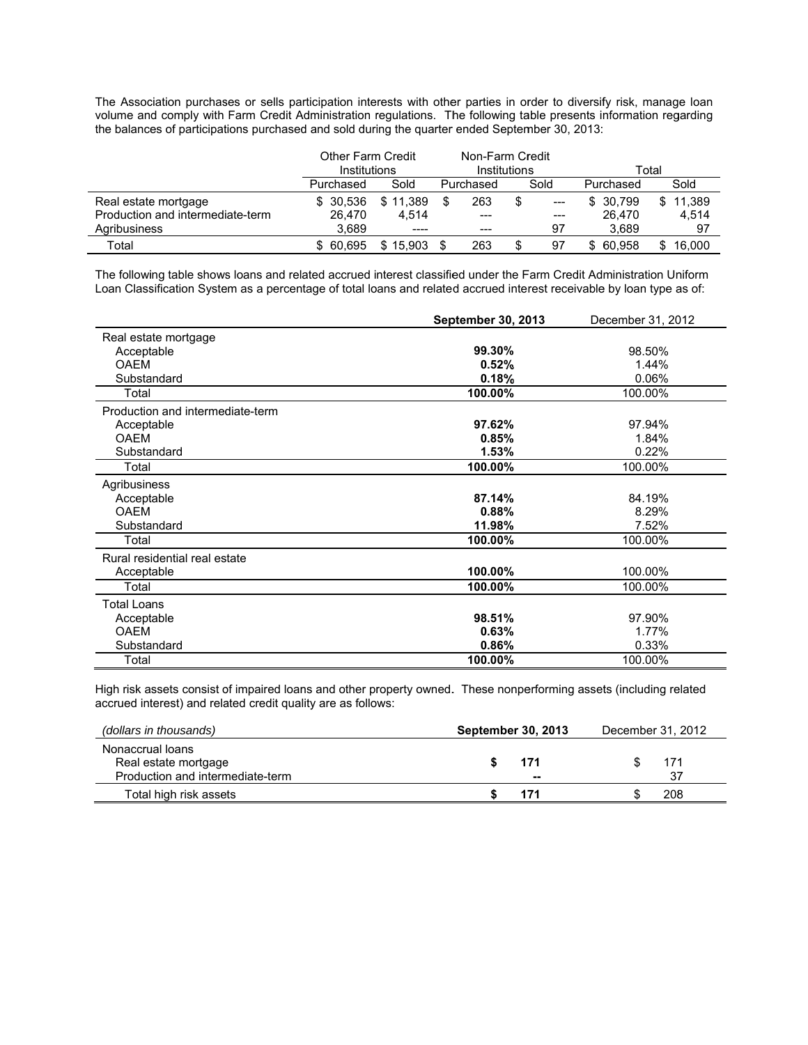The Association purchases or sells participation interests with other parties in order to diversify risk, manage loan volume and comply with Farm Credit Administration regulations. The following table presents information regarding the balances of participations purchased and sold during the quarter ended September 30, 2013:

| | Other Farm Credit Institutions | | Non-Farm Credit Institutions | | Total | |
|---|---|---|---|---|---|---|
| | Purchased | Sold | Purchased | Sold | Purchased | Sold |
| Real estate mortgage | $ 30,536 | $ 11,389 | $ 263 | $ --- | $ 30,799 | $ 11,389 |
| Production and intermediate-term | 26,470 | 4,514 | --- | --- | 26,470 | 4,514 |
| Agribusiness | 3,689 | ---- | --- | 97 | 3,689 | 97 |
| Total | $ 60,695 | $ 15,903 | $ 263 | $ 97 | $ 60,958 | $ 16,000 |

The following table shows loans and related accrued interest classified under the Farm Credit Administration Uniform Loan Classification System as a percentage of total loans and related accrued interest receivable by loan type as of:

| | **September 30, 2013** | December 31, 2012 |
|---|---|---|
| Real estate mortgage | | |
| Acceptable | **99.30%** | 98.50% |
| OAEM | **0.52%** | 1.44% |
| Substandard | **0.18%** | 0.06% |
| Total | **100.00%** | 100.00% |
| Production and intermediate-term | | |
| Acceptable | **97.62%** | 97.94% |
| OAEM | **0.85%** | 1.84% |
| Substandard | **1.53%** | 0.22% |
| Total | **100.00%** | 100.00% |
| Agribusiness | | |
| Acceptable | **87.14%** | 84.19% |
| OAEM | **0.88%** | 8.29% |
| Substandard | **11.98%** | 7.52% |
| Total | **100.00%** | 100.00% |
| Rural residential real estate | | |
| Acceptable | **100.00%** | 100.00% |
| Total | **100.00%** | 100.00% |
| Total Loans | | |
| Acceptable | **98.51%** | 97.90% |
| OAEM | **0.63%** | 1.77% |
| Substandard | **0.86%** | 0.33% |
| Total | **100.00%** | 100.00% |

High risk assets consist of impaired loans and other property owned. These nonperforming assets (including related accrued interest) and related credit quality are as follows:

| *(dollars in thousands)* | **September 30, 2013** | December 31, 2012 |
|---|---|---|
| Nonaccrual loans | | |
| Real estate mortgage | **$ 171** | $ 171 |
| Production and intermediate-term | **--** | 37 |
| Total high risk assets | **$ 171** | $ 208 |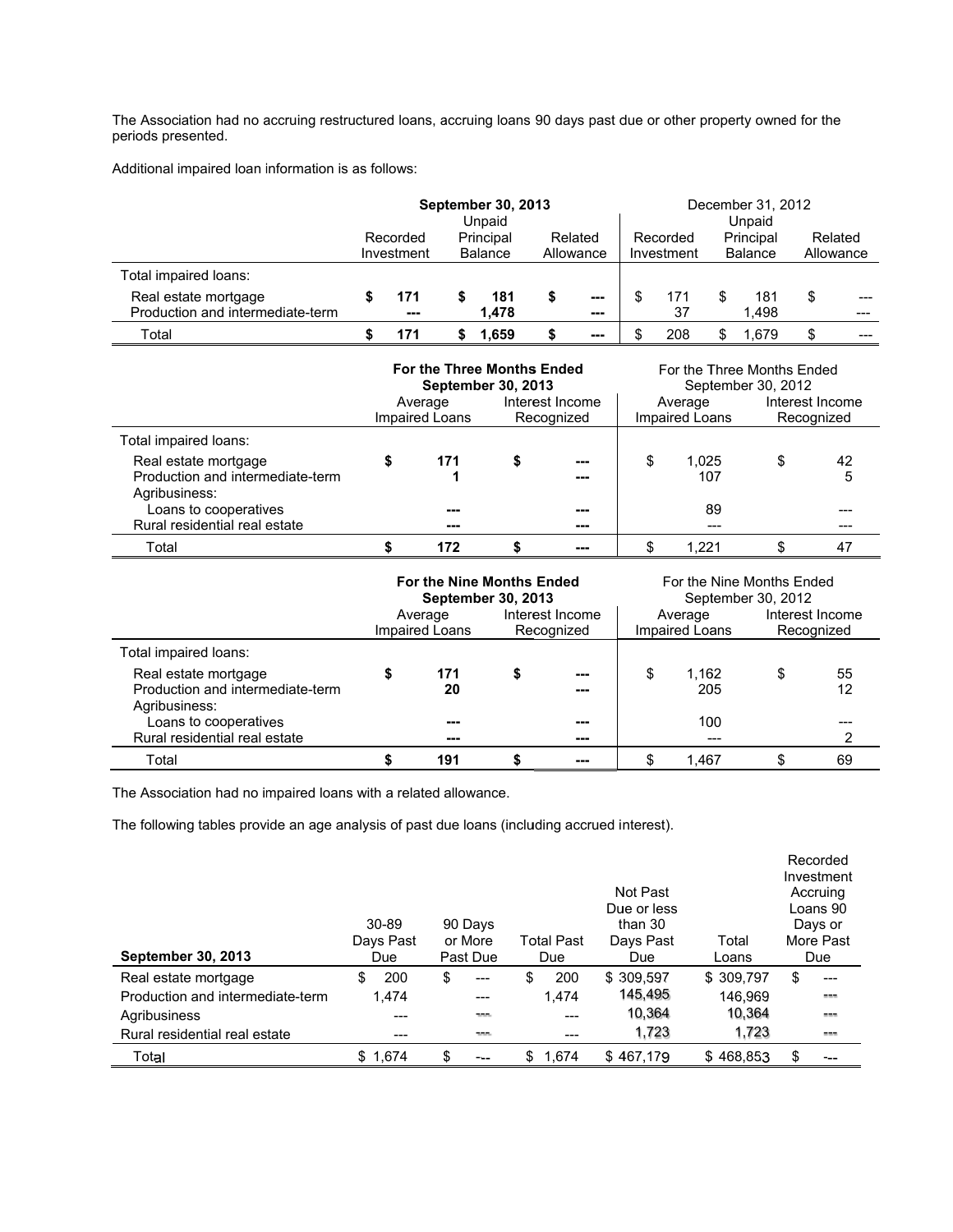The Association had no accruing restructured loans, accruing loans 90 days past due or other property owned for the periods presented.

Additional impaired loan information is as follows:

| | **September 30, 2013** | | | December 31, 2012 | | |
|---|---|---|---|---|---|---|
| | Recorded Investment | Unpaid Principal Balance | Related Allowance | Recorded Investment | Unpaid Principal Balance | Related Allowance |
| Total impaired loans: | | | | | | |
| Real estate mortgage | **$ 171** | **$ 181** | **$ ---** | $ 171 | $ 181 | $ --- |
| Production and intermediate-term | **---** | **1,478** | **---** | 37 | 1,498 | --- |
| Total | **$ 171** | **$ 1,659** | **$ ---** | $ 208 | $ 1,679 | $ --- |

| | **For the Three Months Ended September 30, 2013** | | For the Three Months Ended September 30, 2012 | |
|---|---|---|---|---|
| | Average Impaired Loans | Interest Income Recognized | Average Impaired Loans | Interest Income Recognized |
| Total impaired loans: | | | | |
| Real estate mortgage | **$ 171** | **$ ---** | $ 1,025 | $ 42 |
| Production and intermediate-term | **1** | **---** | 107 | 5 |
| Agribusiness: | | | | |
| Loans to cooperatives | **---** | **---** | 89 | --- |
| Rural residential real estate | **---** | **---** | --- | --- |
| Total | **$ 172** | **$ ---** | $ 1,221 | $ 47 |

| | **For the Nine Months Ended September 30, 2013** | | For the Nine Months Ended September 30, 2012 | |
|---|---|---|---|---|
| | Average Impaired Loans | Interest Income Recognized | Average Impaired Loans | Interest Income Recognized |
| Total impaired loans: | | | | |
| Real estate mortgage | **$ 171** | **$ ---** | $ 1,162 | $ 55 |
| Production and intermediate-term | **20** | **---** | 205 | 12 |
| Agribusiness: | | | | |
| Loans to cooperatives | **---** | **---** | 100 | --- |
| Rural residential real estate | **---** | **---** | --- | 2 |
| Total | **$ 191** | **$ ---** | $ 1,467 | $ 69 |

The Association had no impaired loans with a related allowance.

The following tables provide an age analysis of past due loans (including accrued interest).

| **September 30, 2013** | 30-89 Days Past Due | 90 Days or More Past Due | Total Past Due | Not Past Due or less than 30 Days Past Due | Total Loans | Recorded Investment Accruing Loans 90 Days or More Past Due |
|---|---|---|---|---|---|---|
| Real estate mortgage | $ 200 | $ --- | $ 200 | $ 309,597 | $ 309,797 | $ --- |
| Production and intermediate-term | 1,474 | --- | 1,474 | 145,495 | 146,969 | --- |
| Agribusiness | --- | --- | --- | 10,364 | 10,364 | --- |
| Rural residential real estate | --- | --- | --- | 1,723 | 1,723 | --- |
| Total | $ 1,674 | $ --- | $ 1,674 | $ 467,179 | $ 468,853 | $ --- |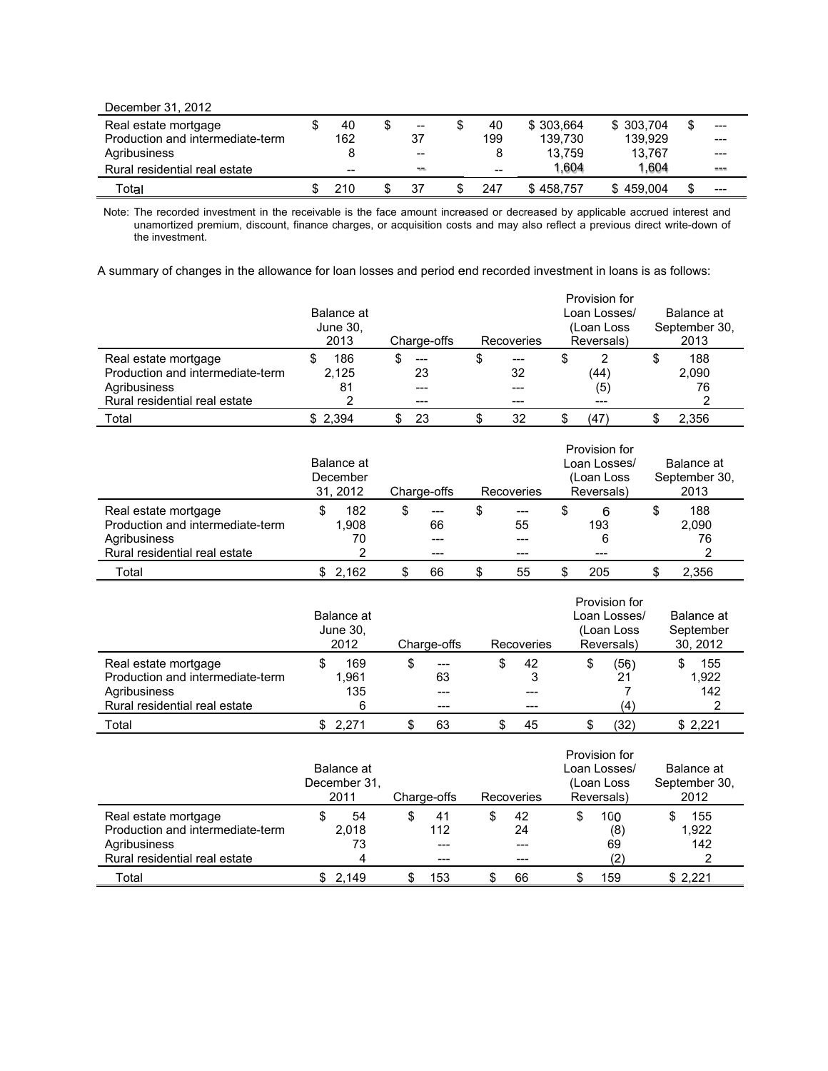| December 31, 2012 | | | | | | |
|---|---|---|---|---|---|---|
| Real estate mortgage | $ 40 | $ -- | $ 40 | $ 303,664 | $ 303,704 | $ --- |
| Production and intermediate-term | 162 | 37 | 199 | 139,730 | 139,929 | --- |
| Agribusiness | 8 | -- | 8 | 13,759 | 13,767 | --- |
| Rural residential real estate | -- | -- | -- | 1,604 | 1,604 | --- |
| Total | $ 210 | $ 37 | $ 247 | $ 458,757 | $ 459,004 | $ --- |

Note: The recorded investment in the receivable is the face amount increased or decreased by applicable accrued interest and unamortized premium, discount, finance charges, or acquisition costs and may also reflect a previous direct write-down of the investment.

A summary of changes in the allowance for loan losses and period end recorded investment in loans is as follows:

| | Balance at June 30, 2013 | Charge-offs | Recoveries | Provision for Loan Losses/ (Loan Loss Reversals) | Balance at September 30, 2013 |
|---|---|---|---|---|---|
| Real estate mortgage | $ 186 | $ --- | $ --- | $ 2 | $ 188 |
| Production and intermediate-term | 2,125 | 23 | 32 | (44) | 2,090 |
| Agribusiness | 81 | --- | --- | (5) | 76 |
| Rural residential real estate | 2 | --- | --- | --- | 2 |
| Total | $ 2,394 | $ 23 | $ 32 | $ (47) | $ 2,356 |

| | Balance at December 31, 2012 | Charge-offs | Recoveries | Provision for Loan Losses/ (Loan Loss Reversals) | Balance at September 30, 2013 |
|---|---|---|---|---|---|
| Real estate mortgage | $ 182 | $ --- | $ --- | $ 6 | $ 188 |
| Production and intermediate-term | 1,908 | 66 | 55 | 193 | 2,090 |
| Agribusiness | 70 | --- | --- | 6 | 76 |
| Rural residential real estate | 2 | --- | --- | --- | 2 |
| Total | $ 2,162 | $ 66 | $ 55 | $ 205 | $ 2,356 |

| | Balance at June 30, 2012 | Charge-offs | Recoveries | Provision for Loan Losses/ (Loan Loss Reversals) | Balance at September 30, 2012 |
|---|---|---|---|---|---|
| Real estate mortgage | $ 169 | $ --- | $ 42 | $ (56) | $ 155 |
| Production and intermediate-term | 1,961 | 63 | 3 | 21 | 1,922 |
| Agribusiness | 135 | --- | --- | 7 | 142 |
| Rural residential real estate | 6 | --- | --- | (4) | 2 |
| Total | $ 2,271 | $ 63 | $ 45 | $ (32) | $ 2,221 |

| | Balance at December 31, 2011 | Charge-offs | Recoveries | Provision for Loan Losses/ (Loan Loss Reversals) | Balance at September 30, 2012 |
|---|---|---|---|---|---|
| Real estate mortgage | $ 54 | $ 41 | $ 42 | $ 100 | $ 155 |
| Production and intermediate-term | 2,018 | 112 | 24 | (8) | 1,922 |
| Agribusiness | 73 | --- | --- | 69 | 142 |
| Rural residential real estate | 4 | --- | --- | (2) | 2 |
| Total | $ 2,149 | $ 153 | $ 66 | $ 159 | $ 2,221 |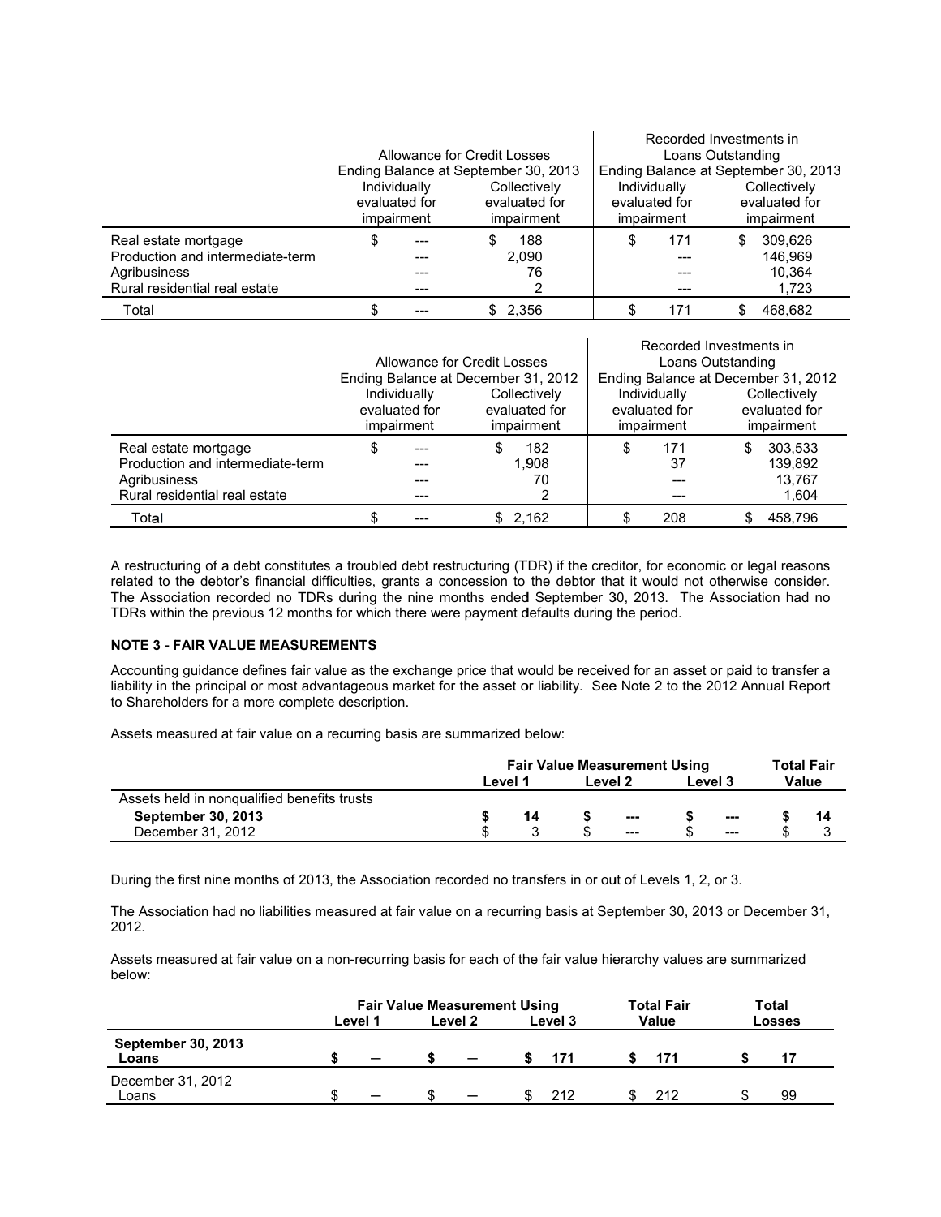| | Allowance for Credit Losses Ending Balance at September 30, 2013 | | Recorded Investments in Loans Outstanding Ending Balance at September 30, 2013 | |
|---|---|---|---|---|
| | Individually evaluated for impairment | Collectively evaluated for impairment | Individually evaluated for impairment | Collectively evaluated for impairment |
| Real estate mortgage | $ --- | $ 188 | $ 171 | $ 309,626 |
| Production and intermediate-term | --- | 2,090 | --- | 146,969 |
| Agribusiness | --- | 76 | --- | 10,364 |
| Rural residential real estate | --- | 2 | --- | 1,723 |
| Total | $ --- | $ 2,356 | $ 171 | $ 468,682 |

| | Allowance for Credit Losses Ending Balance at December 31, 2012 | | Recorded Investments in Loans Outstanding Ending Balance at December 31, 2012 | |
|---|---|---|---|---|
| | Individually evaluated for impairment | Collectively evaluated for impairment | Individually evaluated for impairment | Collectively evaluated for impairment |
| Real estate mortgage | $ --- | $ 182 | $ 171 | $ 303,533 |
| Production and intermediate-term | --- | 1,908 | 37 | 139,892 |
| Agribusiness | --- | 70 | --- | 13,767 |
| Rural residential real estate | --- | 2 | --- | 1,604 |
| Total | $ --- | $ 2,162 | $ 208 | $ 458,796 |

A restructuring of a debt constitutes a troubled debt restructuring (TDR) if the creditor, for economic or legal reasons related to the debtor's financial difficulties, grants a concession to the debtor that it would not otherwise consider. The Association recorded no TDRs during the nine months ended September 30, 2013. The Association had no TDRs within the previous 12 months for which there were payment defaults during the period.

**NOTE 3 - FAIR VALUE MEASUREMENTS**

Accounting guidance defines fair value as the exchange price that would be received for an asset or paid to transfer a liability in the principal or most advantageous market for the asset or liability. See Note 2 to the 2012 Annual Report to Shareholders for a more complete description.

Assets measured at fair value on a recurring basis are summarized below:

| | Fair Value Measurement Using | | | Total Fair Value |
|---|---|---|---|---|
| | Level 1 | Level 2 | Level 3 | |
| Assets held in nonqualified benefits trusts | | | | |
| **September 30, 2013** | **$ 14** | **$ ---** | **$ ---** | **$ 14** |
| December 31, 2012 | $ 3 | $ --- | $ --- | $ 3 |

During the first nine months of 2013, the Association recorded no transfers in or out of Levels 1, 2, or 3.

The Association had no liabilities measured at fair value on a recurring basis at September 30, 2013 or December 31, 2012.

Assets measured at fair value on a non-recurring basis for each of the fair value hierarchy values are summarized below:

| | Fair Value Measurement Using | | | Total Fair Value | Total Losses |
|---|---|---|---|---|---|
| | Level 1 | Level 2 | Level 3 | | |
| **September 30, 2013** | | | | | |
| **Loans** | **$ —** | **$ —** | **$ 171** | **$ 171** | **$ 17** |
| December 31, 2012 | | | | | |
| Loans | $ — | $ — | $ 212 | $ 212 | $ 99 |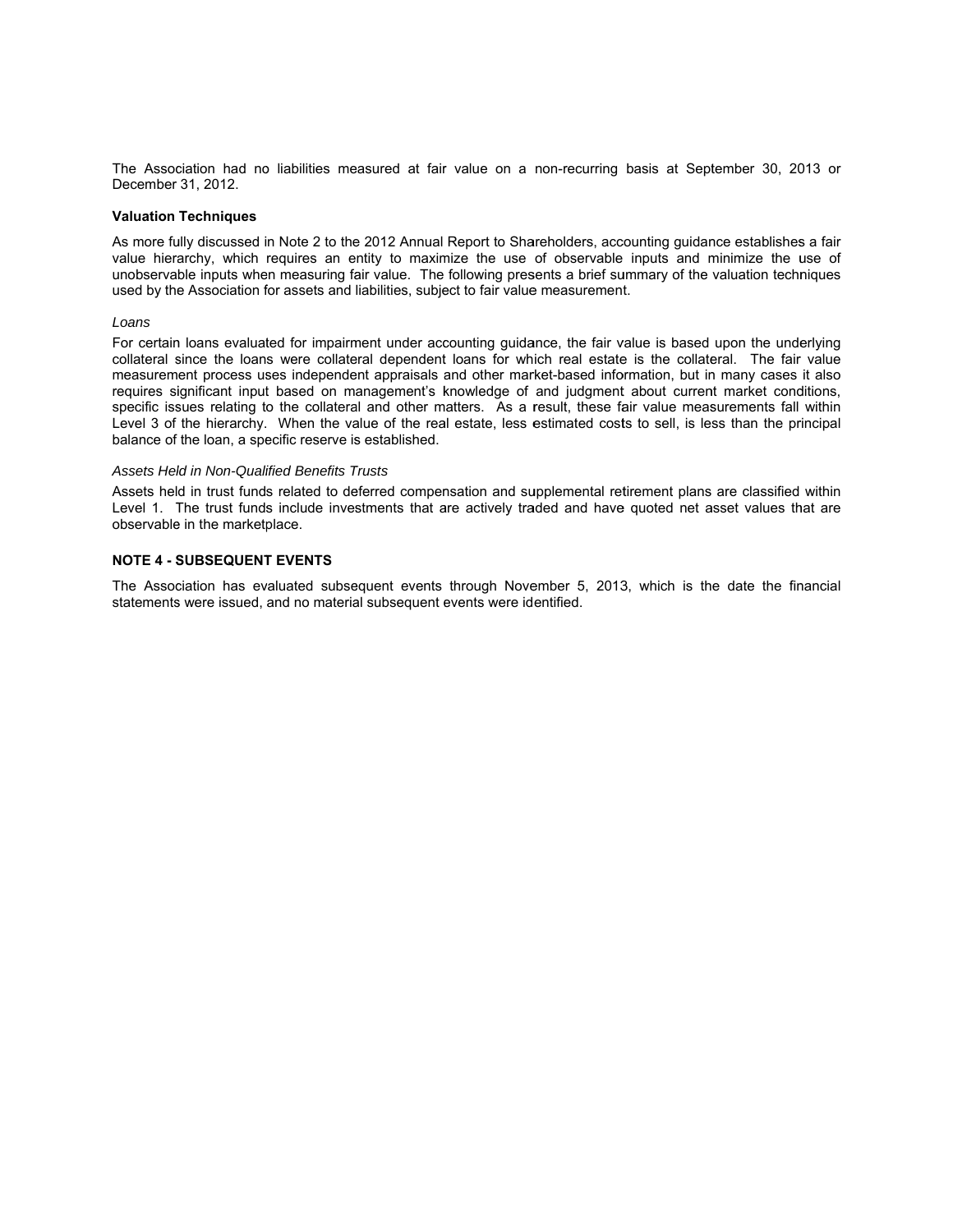The Association had no liabilities measured at fair value on a non-recurring basis at September 30, 2013 or December 31, 2012.

**Valuation Techniques**

As more fully discussed in Note 2 to the 2012 Annual Report to Shareholders, accounting guidance establishes a fair value hierarchy, which requires an entity to maximize the use of observable inputs and minimize the use of unobservable inputs when measuring fair value. The following presents a brief summary of the valuation techniques used by the Association for assets and liabilities, subject to fair value measurement.

*Loans*

For certain loans evaluated for impairment under accounting guidance, the fair value is based upon the underlying collateral since the loans were collateral dependent loans for which real estate is the collateral. The fair value measurement process uses independent appraisals and other market-based information, but in many cases it also requires significant input based on management's knowledge of and judgment about current market conditions, specific issues relating to the collateral and other matters. As a result, these fair value measurements fall within Level 3 of the hierarchy. When the value of the real estate, less estimated costs to sell, is less than the principal balance of the loan, a specific reserve is established.

*Assets Held in Non-Qualified Benefits Trusts*

Assets held in trust funds related to deferred compensation and supplemental retirement plans are classified within Level 1. The trust funds include investments that are actively traded and have quoted net asset values that are observable in the marketplace.

**NOTE 4 - SUBSEQUENT EVENTS**

The Association has evaluated subsequent events through November 5, 2013, which is the date the financial statements were issued, and no material subsequent events were identified.